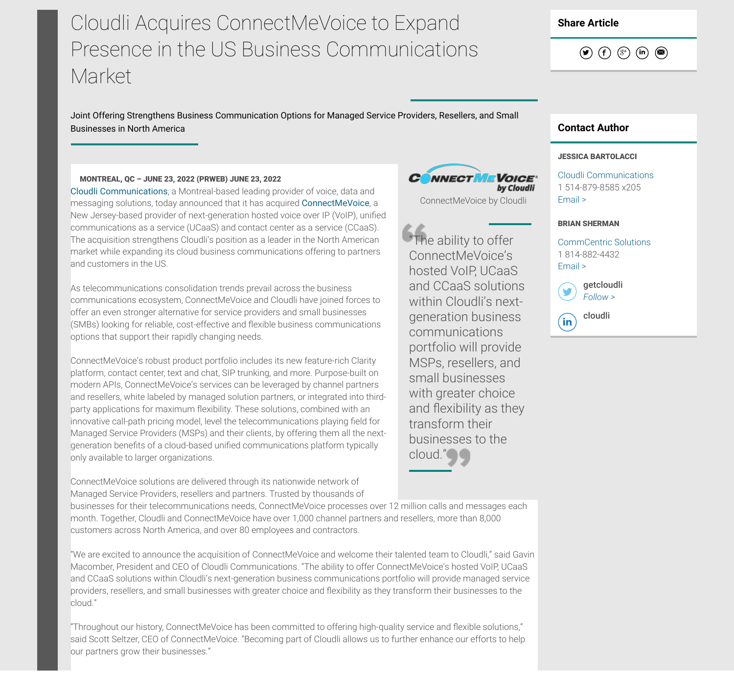# Cloudli Acquires ConnectMeVoice to Expand Presence in the US Business Communications Market

Joint Offering Strengthens Business Communication Options for Managed Service Providers, Resellers, and Small Businesses in North America

**MONTREAL, QC – JUNE 23, 2022 (PRWEB) JUNE 23, 2022**

Cloudli Communications, a Montreal-based leading provider of voice, data and messaging solutions, today announced that it has acquired ConnectMeVoice, a New Jersey-based provider of next-generation hosted voice over IP (VoIP), unified communications as a service (UCaaS) and contact center as a service (CCaaS). The acquisition strengthens Cloudli's position as a leader in the North American market while expanding its cloud business communications offering to partners and customers in the US.

As telecommunications consolidation trends prevail across the business communications ecosystem, ConnectMeVoice and Cloudli have joined forces to offer an even stronger alternative for service providers and small businesses (SMBs) looking for reliable, cost-effective and flexible business communications options that support their rapidly changing needs.

ConnectMeVoice's robust product portfolio includes its new feature-rich Clarity platform, contact center, text and chat, SIP trunking, and more. Purpose-built on modern APIs, ConnectMeVoice's services can be leveraged by channel partners and resellers, white labeled by managed solution partners, or integrated into third-party applications for maximum flexibility. These solutions, combined with an innovative call-path pricing model, level the telecommunications playing field for Managed Service Providers (MSPs) and their clients, by offering them all the next-generation benefits of a cloud-based unified communications platform typically only available to larger organizations.

ConnectMeVoice by Cloudli

> "The ability to offer ConnectMeVoice's hosted VoIP, UCaaS and CCaaS solutions within Cloudli's next-generation business communications portfolio will provide MSPs, resellers, and small businesses with greater choice and flexibility as they transform their businesses to the cloud."

ConnectMeVoice solutions are delivered through its nationwide network of Managed Service Providers, resellers and partners. Trusted by thousands of businesses for their telecommunications needs, ConnectMeVoice processes over 12 million calls and messages each month. Together, Cloudli and ConnectMeVoice have over 1,000 channel partners and resellers, more than 8,000 customers across North America, and over 80 employees and contractors.

"We are excited to announce the acquisition of ConnectMeVoice and welcome their talented team to Cloudli," said Gavin Macomber, President and CEO of Cloudli Communications. "The ability to offer ConnectMeVoice's hosted VoIP, UCaaS and CCaaS solutions within Cloudli's next-generation business communications portfolio will provide managed service providers, resellers, and small businesses with greater choice and flexibility as they transform their businesses to the cloud."

"Throughout our history, ConnectMeVoice has been committed to offering high-quality service and flexible solutions," said Scott Seltzer, CEO of ConnectMeVoice. "Becoming part of Cloudli allows us to further enhance our efforts to help our partners grow their businesses."

## Share Article

## Contact Author

**JESSICA BARTOLACCI**

Cloudli Communications
1 514-879-8585 x205
Email >

**BRIAN SHERMAN**

CommCentric Solutions
1 814-882-4432
Email >

getcloudli
*Follow >*

cloudli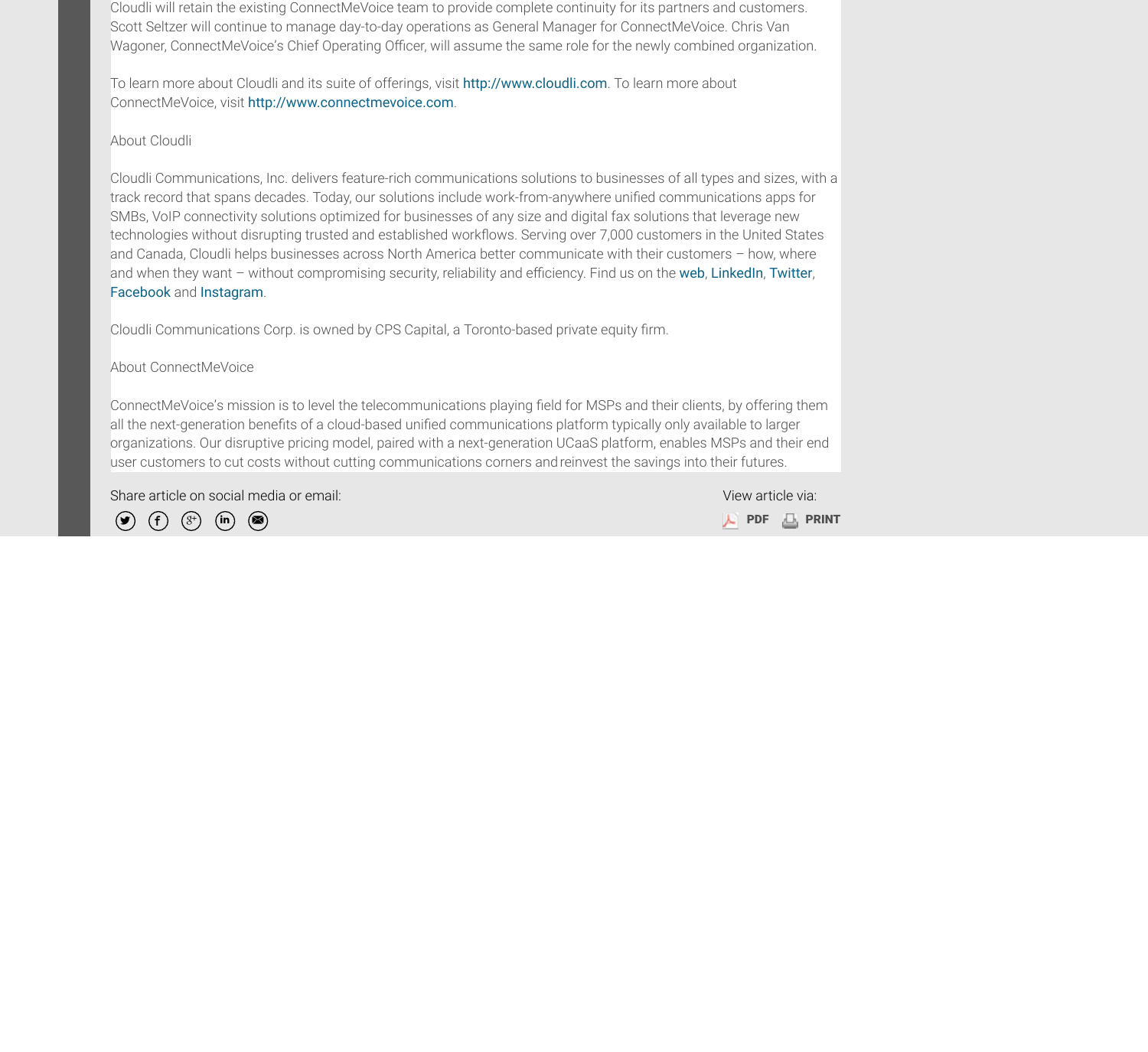Cloudli will retain the existing ConnectMeVoice team to provide complete continuity for its partners and customers. Scott Seltzer will continue to manage day-to-day operations as General Manager for ConnectMeVoice. Chris Van Wagoner, ConnectMeVoice's Chief Operating Officer, will assume the same role for the newly combined organization.

To learn more about Cloudli and its suite of offerings, visit http://www.cloudli.com. To learn more about ConnectMeVoice, visit http://www.connectmevoice.com.

About Cloudli

Cloudli Communications, Inc. delivers feature-rich communications solutions to businesses of all types and sizes, with a track record that spans decades. Today, our solutions include work-from-anywhere unified communications apps for SMBs, VoIP connectivity solutions optimized for businesses of any size and digital fax solutions that leverage new technologies without disrupting trusted and established workflows. Serving over 7,000 customers in the United States and Canada, Cloudli helps businesses across North America better communicate with their customers – how, where and when they want – without compromising security, reliability and efficiency. Find us on the web, LinkedIn, Twitter, Facebook and Instagram.

Cloudli Communications Corp. is owned by CPS Capital, a Toronto-based private equity firm.

About ConnectMeVoice

ConnectMeVoice's mission is to level the telecommunications playing field for MSPs and their clients, by offering them all the next-generation benefits of a cloud-based unified communications platform typically only available to larger organizations. Our disruptive pricing model, paired with a next-generation UCaaS platform, enables MSPs and their end user customers to cut costs without cutting communications corners and reinvest the savings into their futures.

Share article on social media or email:

View article via:

PDF PRINT